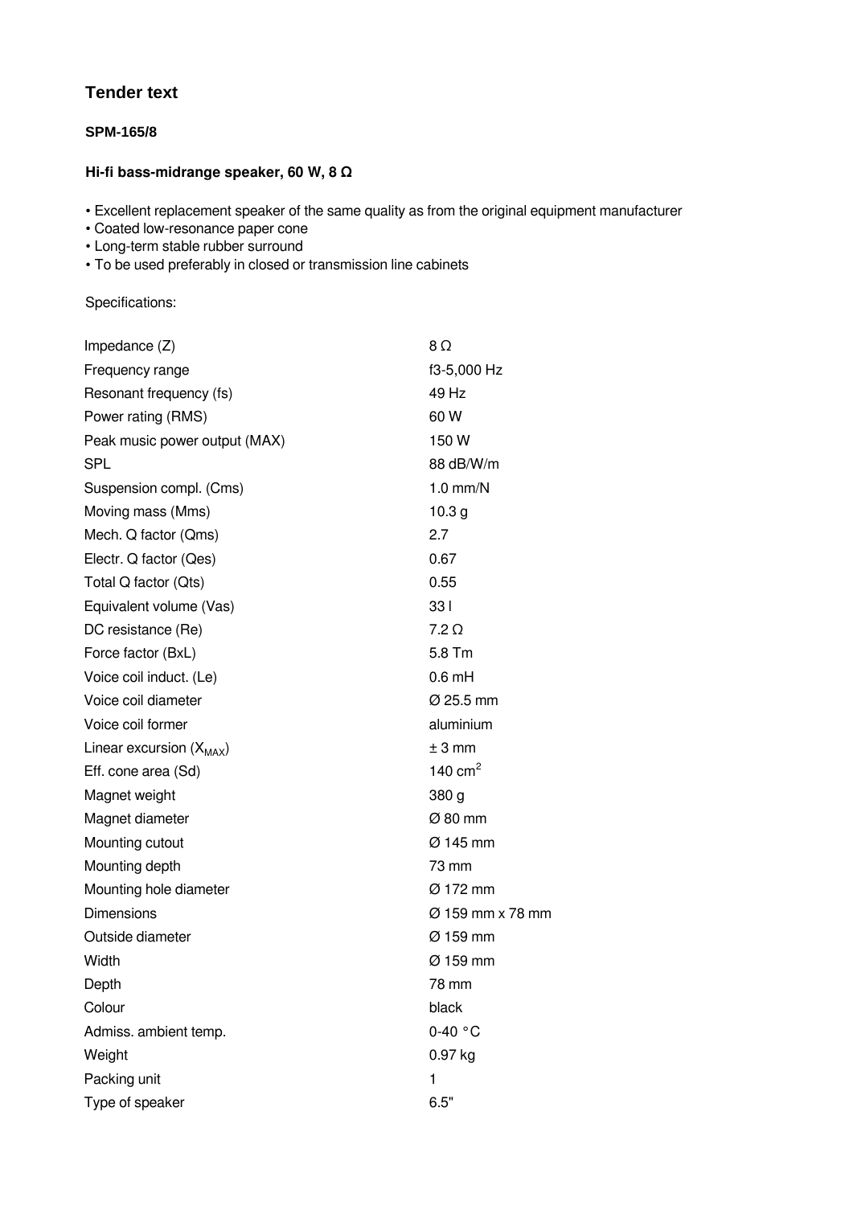# Tender text

### SPM-165/8

### Hi-fi bass-midrange speaker, 60 W, 8 Ω

- Excellent replacement speaker of the same quality as from the original equipment manufacturer
- Coated low-resonance paper cone
- Long-term stable rubber surround
- To be used preferably in closed or transmission line cabinets

Specifications:

| | |
|---|---|
| Impedance (Z) | 8 Ω |
| Frequency range | f3-5,000 Hz |
| Resonant frequency (fs) | 49 Hz |
| Power rating (RMS) | 60 W |
| Peak music power output (MAX) | 150 W |
| SPL | 88 dB/W/m |
| Suspension compl. (Cms) | 1.0 mm/N |
| Moving mass (Mms) | 10.3 g |
| Mech. Q factor (Qms) | 2.7 |
| Electr. Q factor (Qes) | 0.67 |
| Total Q factor (Qts) | 0.55 |
| Equivalent volume (Vas) | 33 l |
| DC resistance (Re) | 7.2 Ω |
| Force factor (BxL) | 5.8 Tm |
| Voice coil induct. (Le) | 0.6 mH |
| Voice coil diameter | Ø 25.5 mm |
| Voice coil former | aluminium |
| Linear excursion ($X_{MAX}$) | ± 3 mm |
| Eff. cone area (Sd) | 140 $cm^2$ |
| Magnet weight | 380 g |
| Magnet diameter | Ø 80 mm |
| Mounting cutout | Ø 145 mm |
| Mounting depth | 73 mm |
| Mounting hole diameter | Ø 172 mm |
| Dimensions | Ø 159 mm x 78 mm |
| Outside diameter | Ø 159 mm |
| Width | Ø 159 mm |
| Depth | 78 mm |
| Colour | black |
| Admiss. ambient temp. | 0-40 °C |
| Weight | 0.97 kg |
| Packing unit | 1 |
| Type of speaker | 6.5" |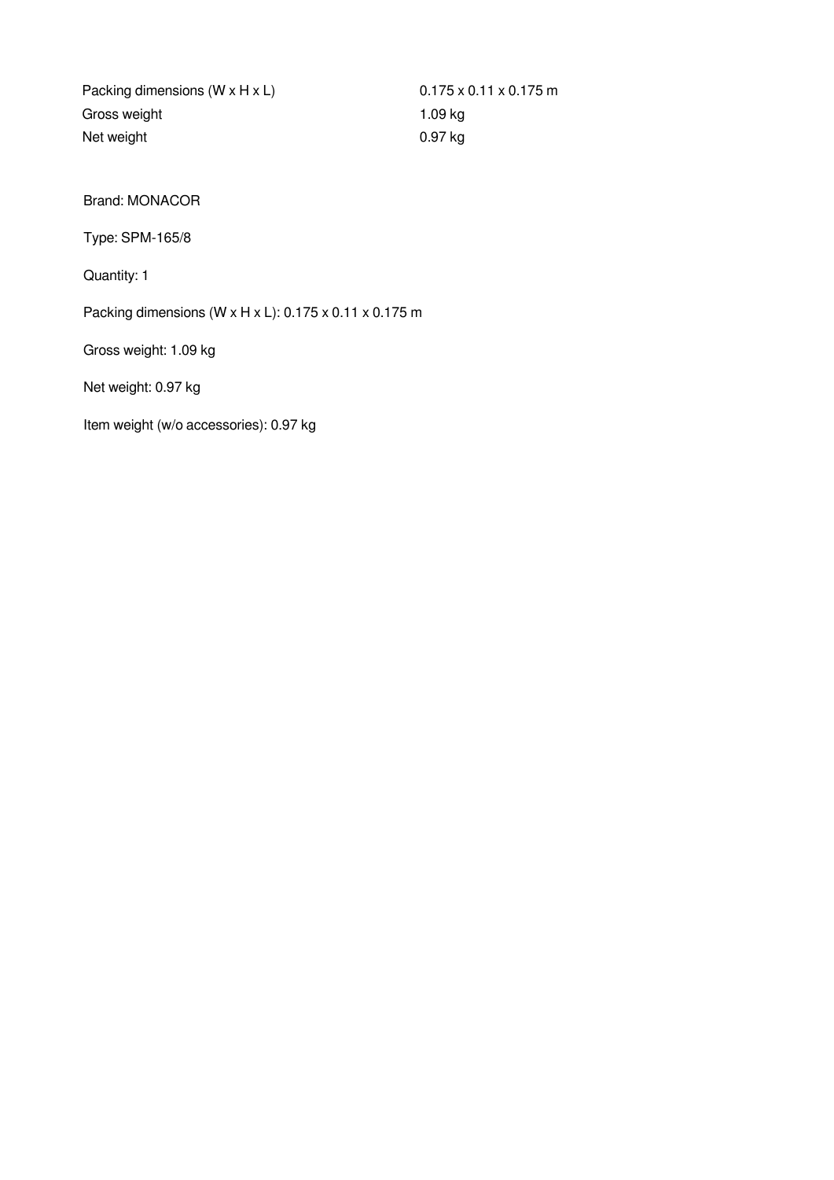| | |
|---|---|
| Packing dimensions (W x H x L) | 0.175 x 0.11 x 0.175 m |
| Gross weight | 1.09 kg |
| Net weight | 0.97 kg |

Brand: MONACOR

Type: SPM-165/8

Quantity: 1

Packing dimensions (W x H x L): 0.175 x 0.11 x 0.175 m

Gross weight: 1.09 kg

Net weight: 0.97 kg

Item weight (w/o accessories): 0.97 kg